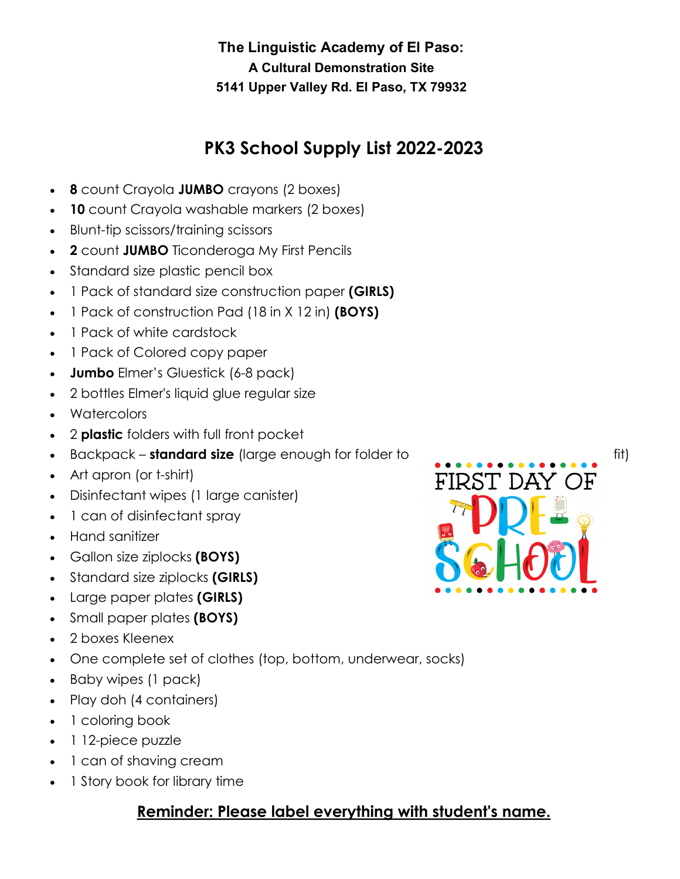**The Linguistic Academy of El Paso:**
**A Cultural Demonstration Site**
**5141 Upper Valley Rd. El Paso, TX 79932**

# PK3 School Supply List 2022-2023

- **8** count Crayola **JUMBO** crayons (2 boxes)
- **10** count Crayola washable markers (2 boxes)
- Blunt-tip scissors/training scissors
- **2** count **JUMBO** Ticonderoga My First Pencils
- Standard size plastic pencil box
- 1 Pack of standard size construction paper **(GIRLS)**
- 1 Pack of construction Pad (18 in X 12 in) **(BOYS)**
- 1 Pack of white cardstock
- 1 Pack of Colored copy paper
- **Jumbo** Elmer's Gluestick (6-8 pack)
- 2 bottles Elmer's liquid glue regular size
- Watercolors
- 2 **plastic** folders with full front pocket
- Backpack – **standard size** (large enough for folder to fit)
- Art apron (or t-shirt)
- Disinfectant wipes (1 large canister)
- 1 can of disinfectant spray
- Hand sanitizer
- Gallon size ziplocks **(BOYS)**
- Standard size ziplocks **(GIRLS)**
- Large paper plates **(GIRLS)**
- Small paper plates **(BOYS)**
- 2 boxes Kleenex
- One complete set of clothes (top, bottom, underwear, socks)
- Baby wipes (1 pack)
- Play doh (4 containers)
- 1 coloring book
- 1 12-piece puzzle
- 1 can of shaving cream
- 1 Story book for library time

**<u>Reminder: Please label everything with student's name.</u>**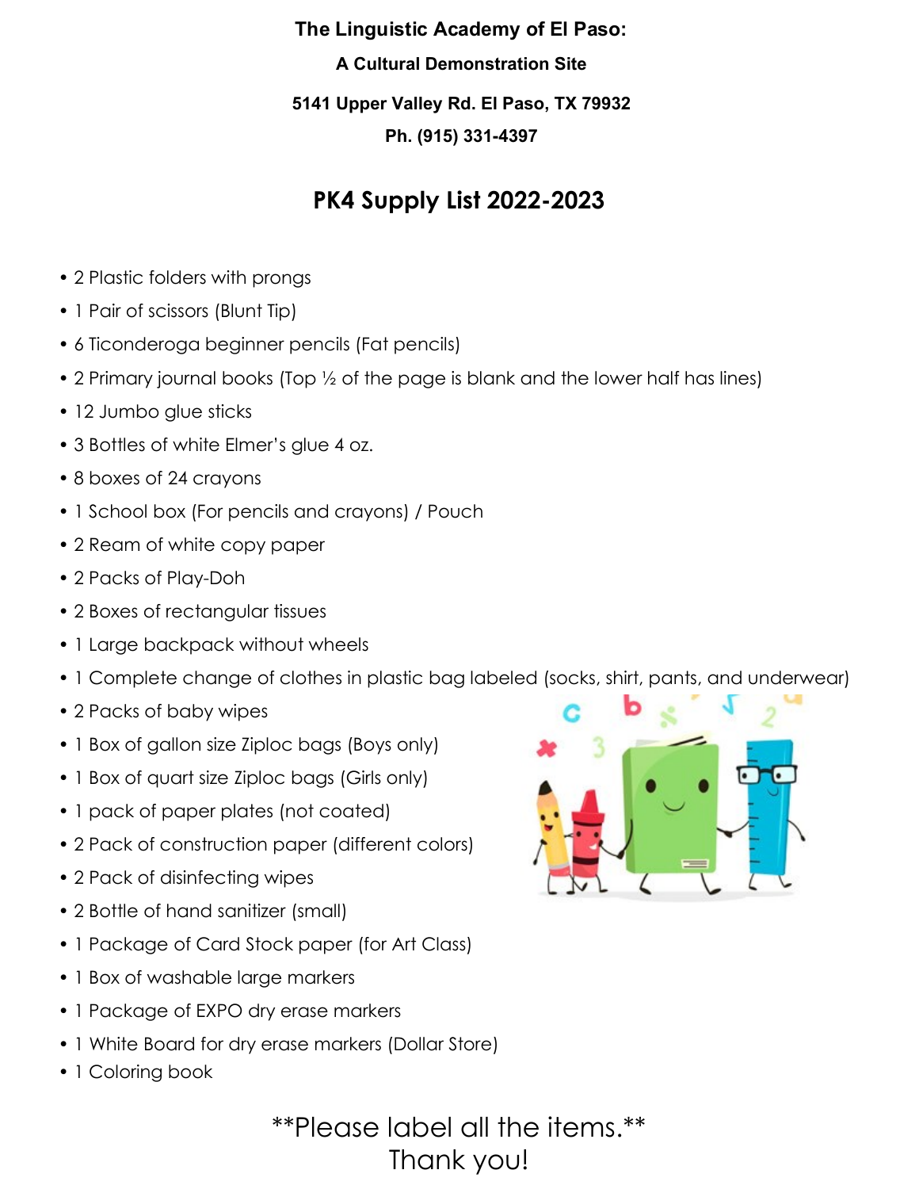**The Linguistic Academy of El Paso:**

**A Cultural Demonstration Site**

**5141 Upper Valley Rd. El Paso, TX 79932**

**Ph. (915) 331-4397**

## PK4 Supply List 2022-2023

- 2 Plastic folders with prongs
- 1 Pair of scissors (Blunt Tip)
- 6 Ticonderoga beginner pencils (Fat pencils)
- 2 Primary journal books (Top ½ of the page is blank and the lower half has lines)
- 12 Jumbo glue sticks
- 3 Bottles of white Elmer's glue 4 oz.
- 8 boxes of 24 crayons
- 1 School box (For pencils and crayons) / Pouch
- 2 Ream of white copy paper
- 2 Packs of Play-Doh
- 2 Boxes of rectangular tissues
- 1 Large backpack without wheels
- 1 Complete change of clothes in plastic bag labeled (socks, shirt, pants, and underwear)
- 2 Packs of baby wipes
- 1 Box of gallon size Ziploc bags (Boys only)
- 1 Box of quart size Ziploc bags (Girls only)
- 1 pack of paper plates (not coated)
- 2 Pack of construction paper (different colors)
- 2 Pack of disinfecting wipes
- 2 Bottle of hand sanitizer (small)
- 1 Package of Card Stock paper (for Art Class)
- 1 Box of washable large markers
- 1 Package of EXPO dry erase markers
- 1 White Board for dry erase markers (Dollar Store)
- 1 Coloring book

\*\*Please label all the items.\*\*

Thank you!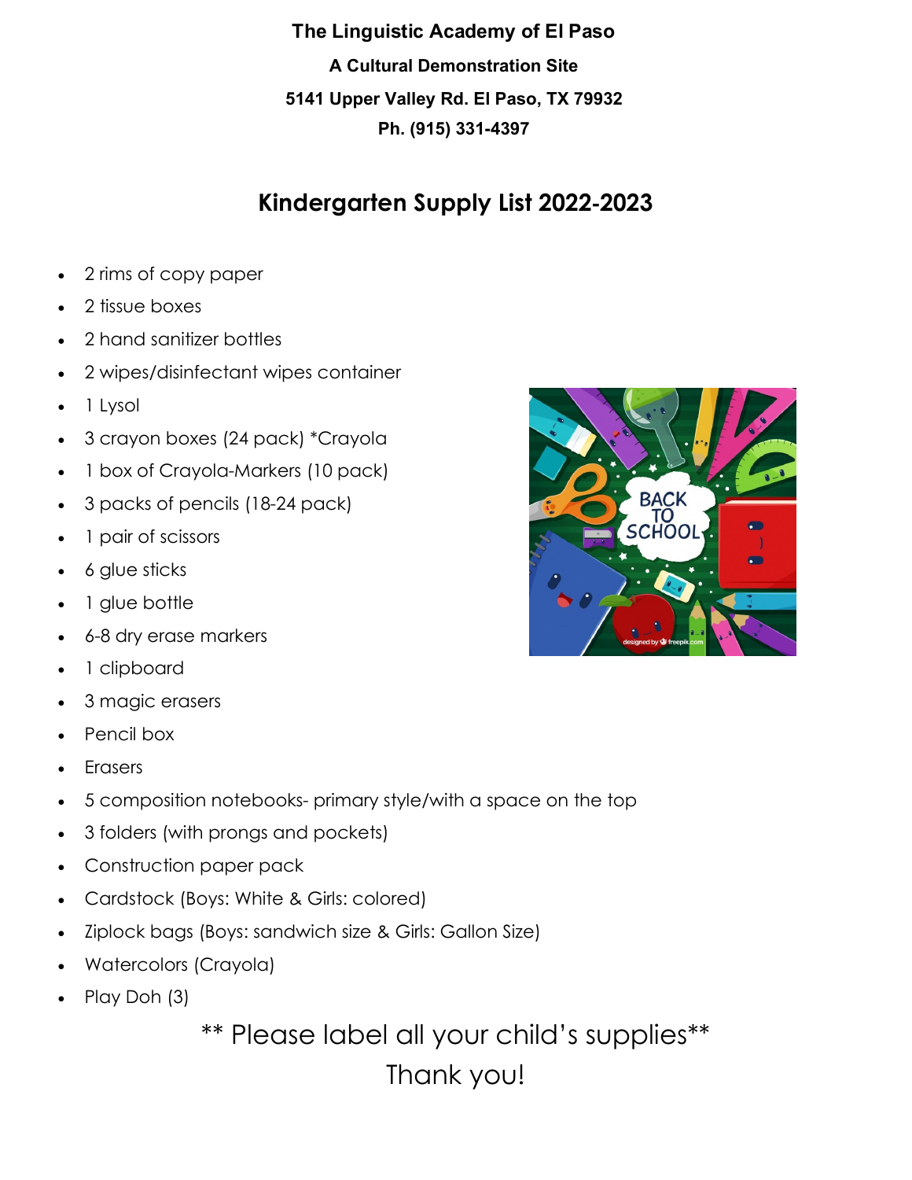**The Linguistic Academy of El Paso**

**A Cultural Demonstration Site**

**5141 Upper Valley Rd. El Paso, TX 79932**

**Ph. (915) 331-4397**

## Kindergarten Supply List 2022-2023

- 2 rims of copy paper
- 2 tissue boxes
- 2 hand sanitizer bottles
- 2 wipes/disinfectant wipes container
- 1 Lysol
- 3 crayon boxes (24 pack) *Crayola
- 1 box of Crayola-Markers (10 pack)
- 3 packs of pencils (18-24 pack)
- 1 pair of scissors
- 6 glue sticks
- 1 glue bottle
- 6-8 dry erase markers
- 1 clipboard
- 3 magic erasers
- Pencil box
- Erasers
- 5 composition notebooks- primary style/with a space on the top
- 3 folders (with prongs and pockets)
- Construction paper pack
- Cardstock (Boys: White & Girls: colored)
- Ziplock bags (Boys: sandwich size & Girls: Gallon Size)
- Watercolors (Crayola)
- Play Doh (3)

** Please label all your child's supplies**

Thank you!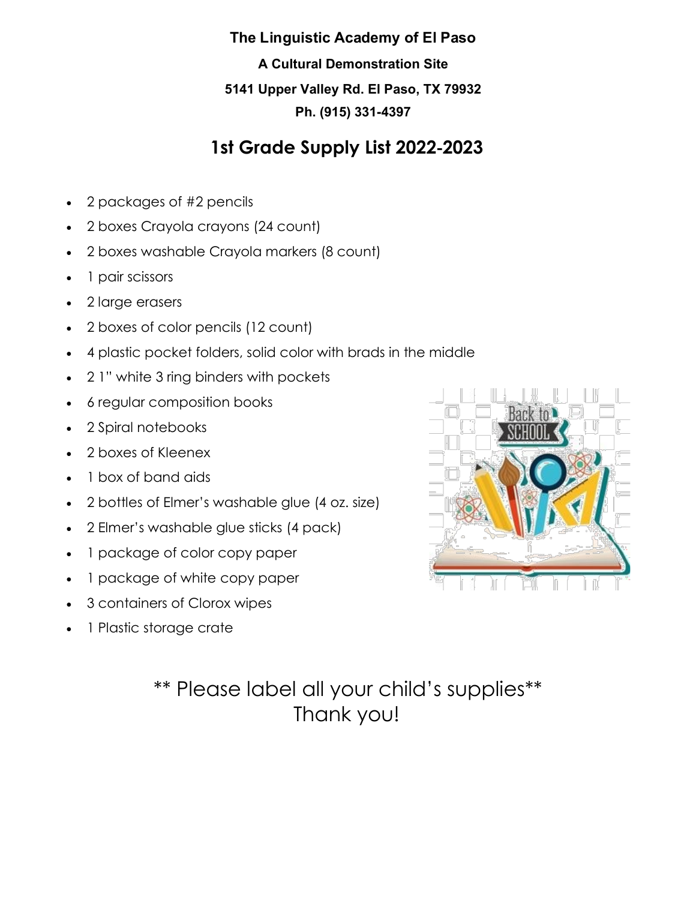**The Linguistic Academy of El Paso**

**A Cultural Demonstration Site**

**5141 Upper Valley Rd. El Paso, TX 79932**

**Ph. (915) 331-4397**

# 1st Grade Supply List 2022-2023

- 2 packages of #2 pencils
- 2 boxes Crayola crayons (24 count)
- 2 boxes washable Crayola markers (8 count)
- 1 pair scissors
- 2 large erasers
- 2 boxes of color pencils (12 count)
- 4 plastic pocket folders, solid color with brads in the middle
- 2 1" white 3 ring binders with pockets
- 6 regular composition books
- 2 Spiral notebooks
- 2 boxes of Kleenex
- 1 box of band aids
- 2 bottles of Elmer's washable glue (4 oz. size)
- 2 Elmer's washable glue sticks (4 pack)
- 1 package of color copy paper
- 1 package of white copy paper
- 3 containers of Clorox wipes
- 1 Plastic storage crate

** Please label all your child's supplies**
Thank you!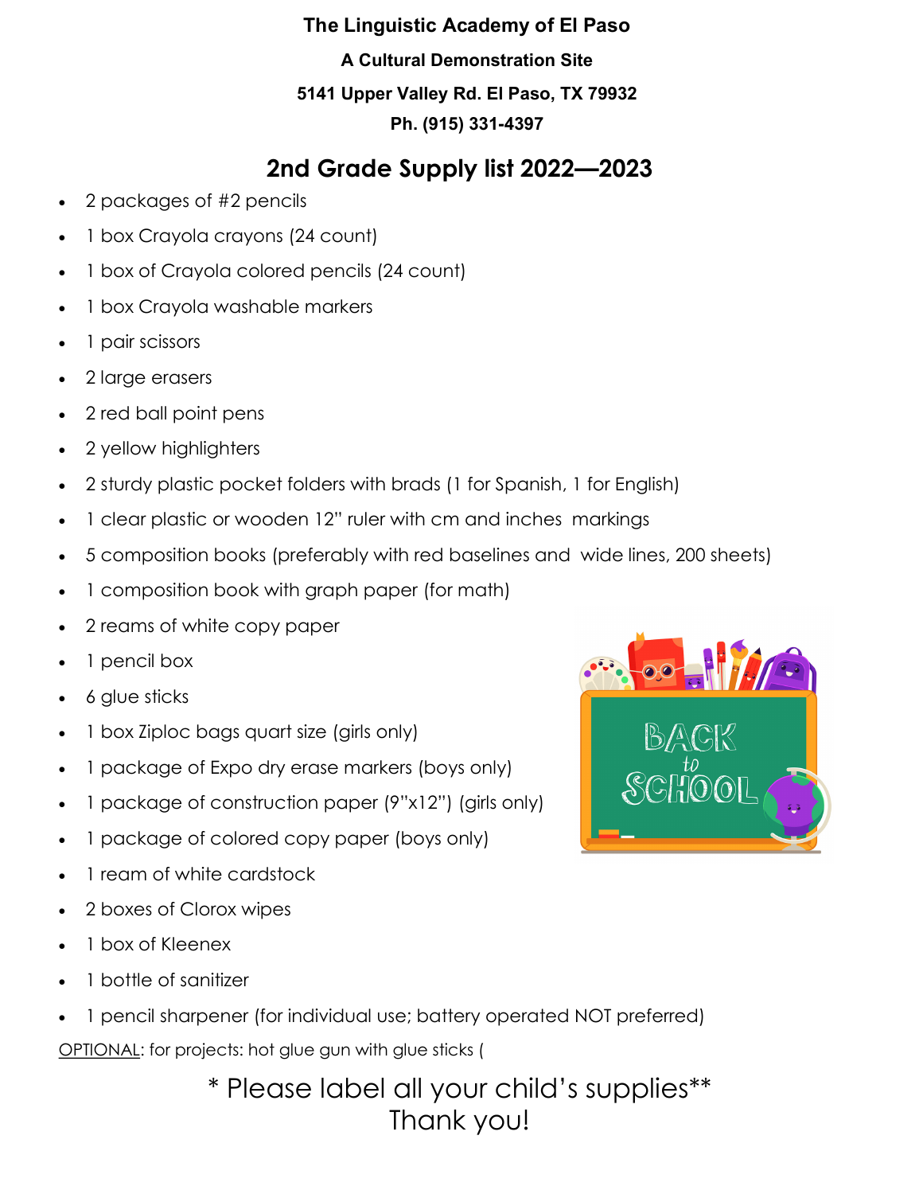**The Linguistic Academy of El Paso**

**A Cultural Demonstration Site**

**5141 Upper Valley Rd. El Paso, TX 79932**

**Ph. (915) 331-4397**

## 2nd Grade Supply list 2022—2023

- 2 packages of #2 pencils
- 1 box Crayola crayons (24 count)
- 1 box of Crayola colored pencils (24 count)
- 1 box Crayola washable markers
- 1 pair scissors
- 2 large erasers
- 2 red ball point pens
- 2 yellow highlighters
- 2 sturdy plastic pocket folders with brads (1 for Spanish, 1 for English)
- 1 clear plastic or wooden 12" ruler with cm and inches markings
- 5 composition books (preferably with red baselines and wide lines, 200 sheets)
- 1 composition book with graph paper (for math)
- 2 reams of white copy paper
- 1 pencil box
- 6 glue sticks
- 1 box Ziploc bags quart size (girls only)
- 1 package of Expo dry erase markers (boys only)
- 1 package of construction paper (9"x12") (girls only)
- 1 package of colored copy paper (boys only)
- 1 ream of white cardstock
- 2 boxes of Clorox wipes
- 1 box of Kleenex
- 1 bottle of sanitizer
- 1 pencil sharpener (for individual use; battery operated NOT preferred)

<u>OPTIONAL</u>: for projects: hot glue gun with glue sticks (

\* Please label all your child's supplies**
Thank you!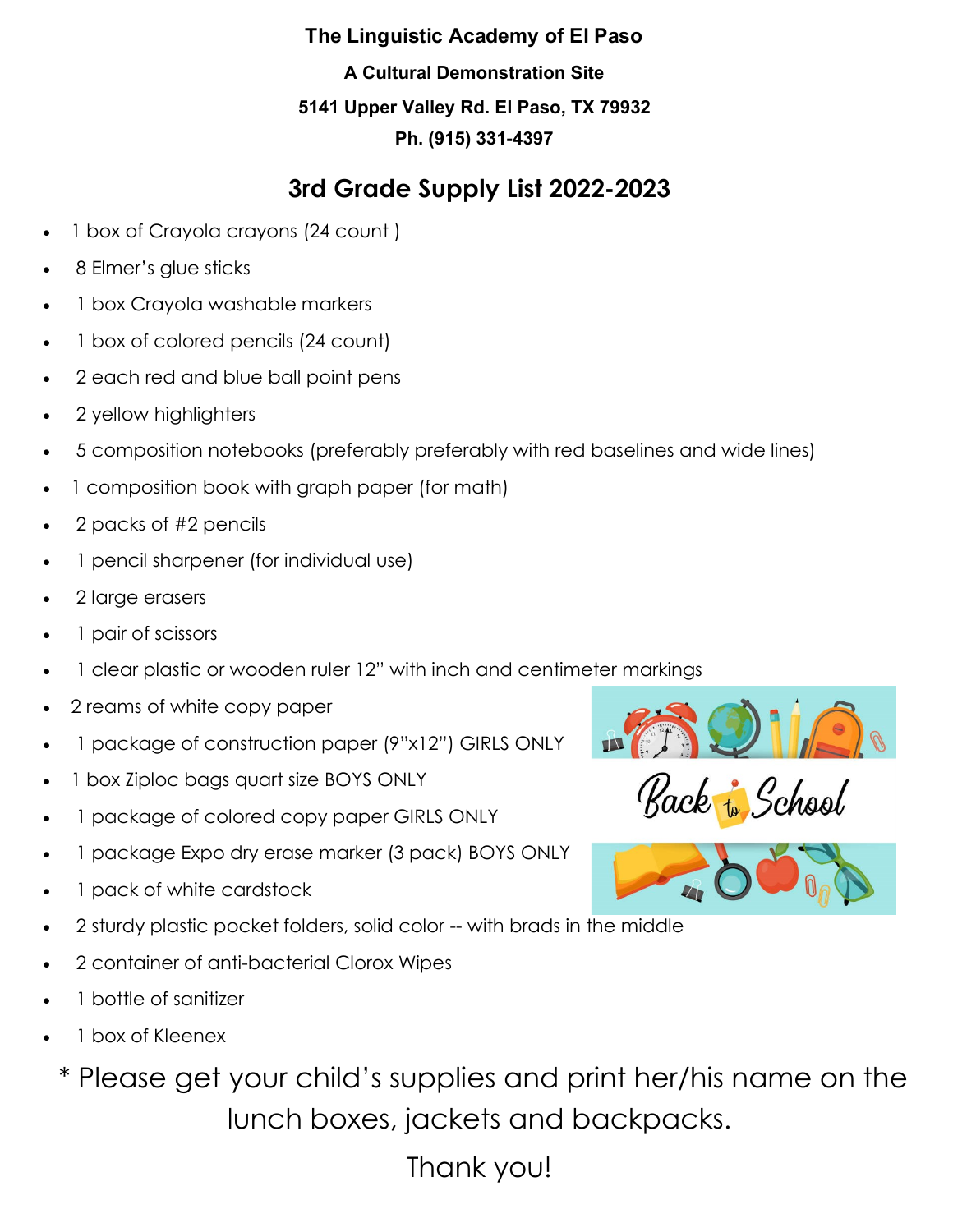**The Linguistic Academy of El Paso**

**A Cultural Demonstration Site**

**5141 Upper Valley Rd. El Paso, TX 79932**

**Ph. (915) 331-4397**

## 3rd Grade Supply List 2022-2023

- 1 box of Crayola crayons (24 count )
- 8 Elmer's glue sticks
- 1 box Crayola washable markers
- 1 box of colored pencils (24 count)
- 2 each red and blue ball point pens
- 2 yellow highlighters
- 5 composition notebooks (preferably preferably with red baselines and wide lines)
- 1 composition book with graph paper (for math)
- 2 packs of #2 pencils
- 1 pencil sharpener (for individual use)
- 2 large erasers
- 1 pair of scissors
- 1 clear plastic or wooden ruler 12" with inch and centimeter markings
- 2 reams of white copy paper
- 1 package of construction paper (9"x12") GIRLS ONLY
- 1 box Ziploc bags quart size BOYS ONLY
- 1 package of colored copy paper GIRLS ONLY
- 1 package Expo dry erase marker (3 pack) BOYS ONLY
- 1 pack of white cardstock
- 2 sturdy plastic pocket folders, solid color -- with brads in the middle
- 2 container of anti-bacterial Clorox Wipes
- 1 bottle of sanitizer
- 1 box of Kleenex

Back to School

\* Please get your child's supplies and print her/his name on the lunch boxes, jackets and backpacks.

Thank you!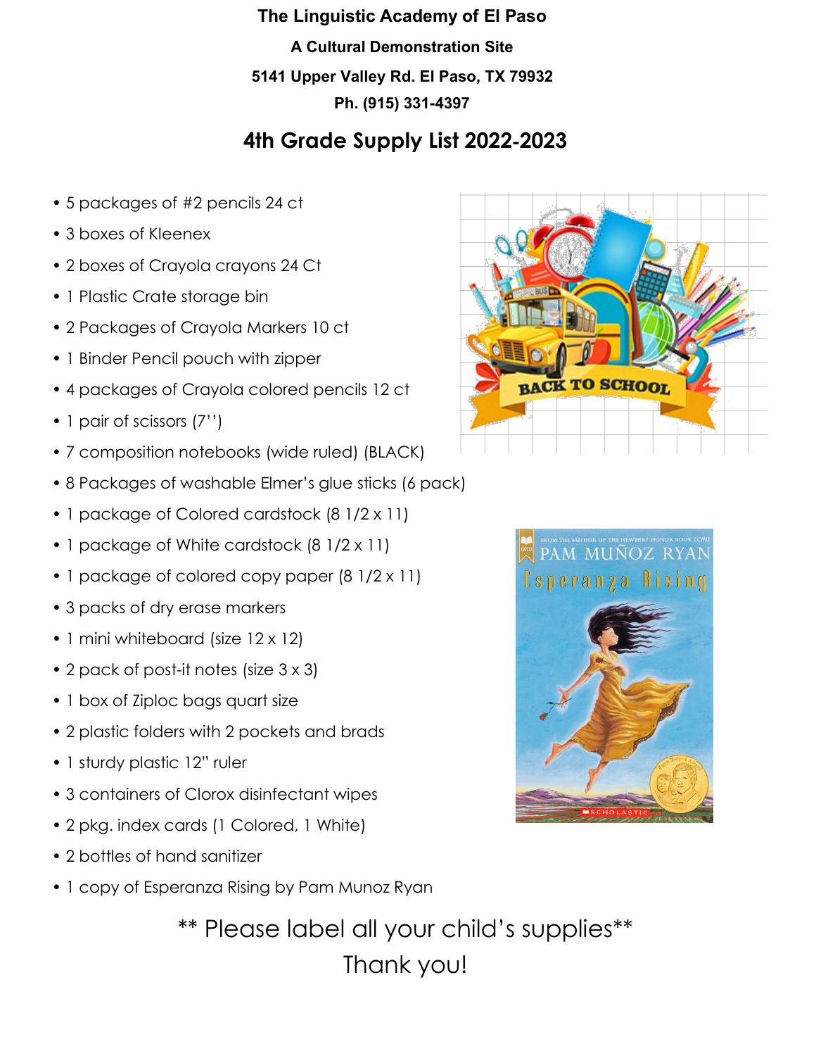**The Linguistic Academy of El Paso**

**A Cultural Demonstration Site**

**5141 Upper Valley Rd. El Paso, TX 79932**

**Ph. (915) 331-4397**

## 4th Grade Supply List 2022-2023

- 5 packages of #2 pencils 24 ct
- 3 boxes of Kleenex
- 2 boxes of Crayola crayons 24 Ct
- 1 Plastic Crate storage bin
- 2 Packages of Crayola Markers 10 ct
- 1 Binder Pencil pouch with zipper
- 4 packages of Crayola colored pencils 12 ct
- 1 pair of scissors (7'')
- 7 composition notebooks (wide ruled) (BLACK)
- 8 Packages of washable Elmer's glue sticks (6 pack)
- 1 package of Colored cardstock (8 1/2 x 11)
- 1 package of White cardstock (8 1/2 x 11)
- 1 package of colored copy paper (8 1/2 x 11)
- 3 packs of dry erase markers
- 1 mini whiteboard (size 12 x 12)
- 2 pack of post-it notes (size 3 x 3)
- 1 box of Ziploc bags quart size
- 2 plastic folders with 2 pockets and brads
- 1 sturdy plastic 12" ruler
- 3 containers of Clorox disinfectant wipes
- 2 pkg. index cards (1 Colored, 1 White)
- 2 bottles of hand sanitizer
- 1 copy of Esperanza Rising by Pam Munoz Ryan

** Please label all your child's supplies**

Thank you!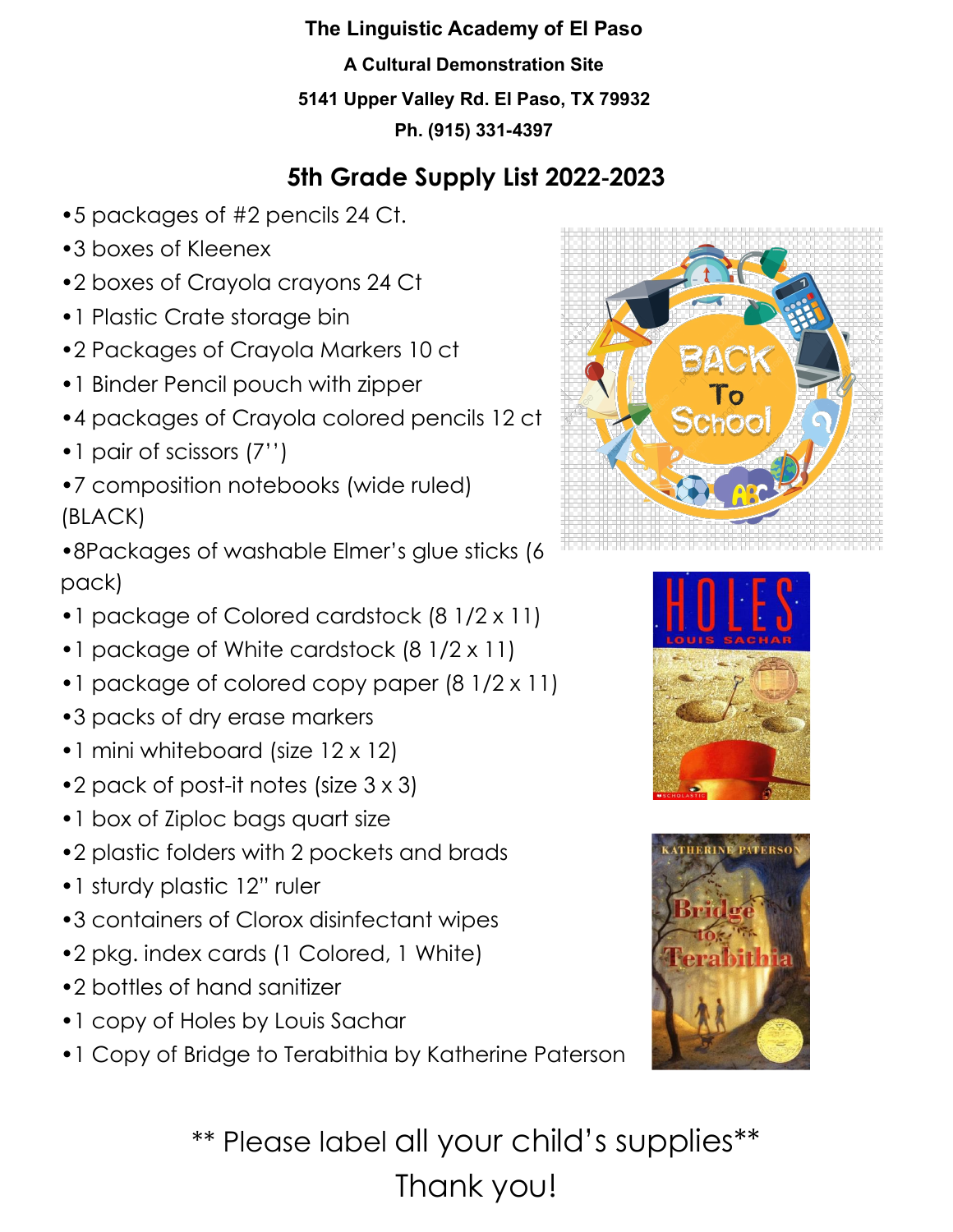**The Linguistic Academy of El Paso**

**A Cultural Demonstration Site**

**5141 Upper Valley Rd. El Paso, TX 79932**

**Ph. (915) 331-4397**

## 5th Grade Supply List 2022-2023

- 5 packages of #2 pencils 24 Ct.
- 3 boxes of Kleenex
- 2 boxes of Crayola crayons 24 Ct
- 1 Plastic Crate storage bin
- 2 Packages of Crayola Markers 10 ct
- 1 Binder Pencil pouch with zipper
- 4 packages of Crayola colored pencils 12 ct
- 1 pair of scissors (7'')
- 7 composition notebooks (wide ruled) (BLACK)
- 8Packages of washable Elmer's glue sticks (6 pack)
- 1 package of Colored cardstock (8 1/2 x 11)
- 1 package of White cardstock (8 1/2 x 11)
- 1 package of colored copy paper (8 1/2 x 11)
- 3 packs of dry erase markers
- 1 mini whiteboard (size 12 x 12)
- 2 pack of post-it notes (size 3 x 3)
- 1 box of Ziploc bags quart size
- 2 plastic folders with 2 pockets and brads
- 1 sturdy plastic 12" ruler
- 3 containers of Clorox disinfectant wipes
- 2 pkg. index cards (1 Colored, 1 White)
- 2 bottles of hand sanitizer
- 1 copy of Holes by Louis Sachar
- 1 Copy of Bridge to Terabithia by Katherine Paterson

** Please label all your child's supplies**

Thank you!